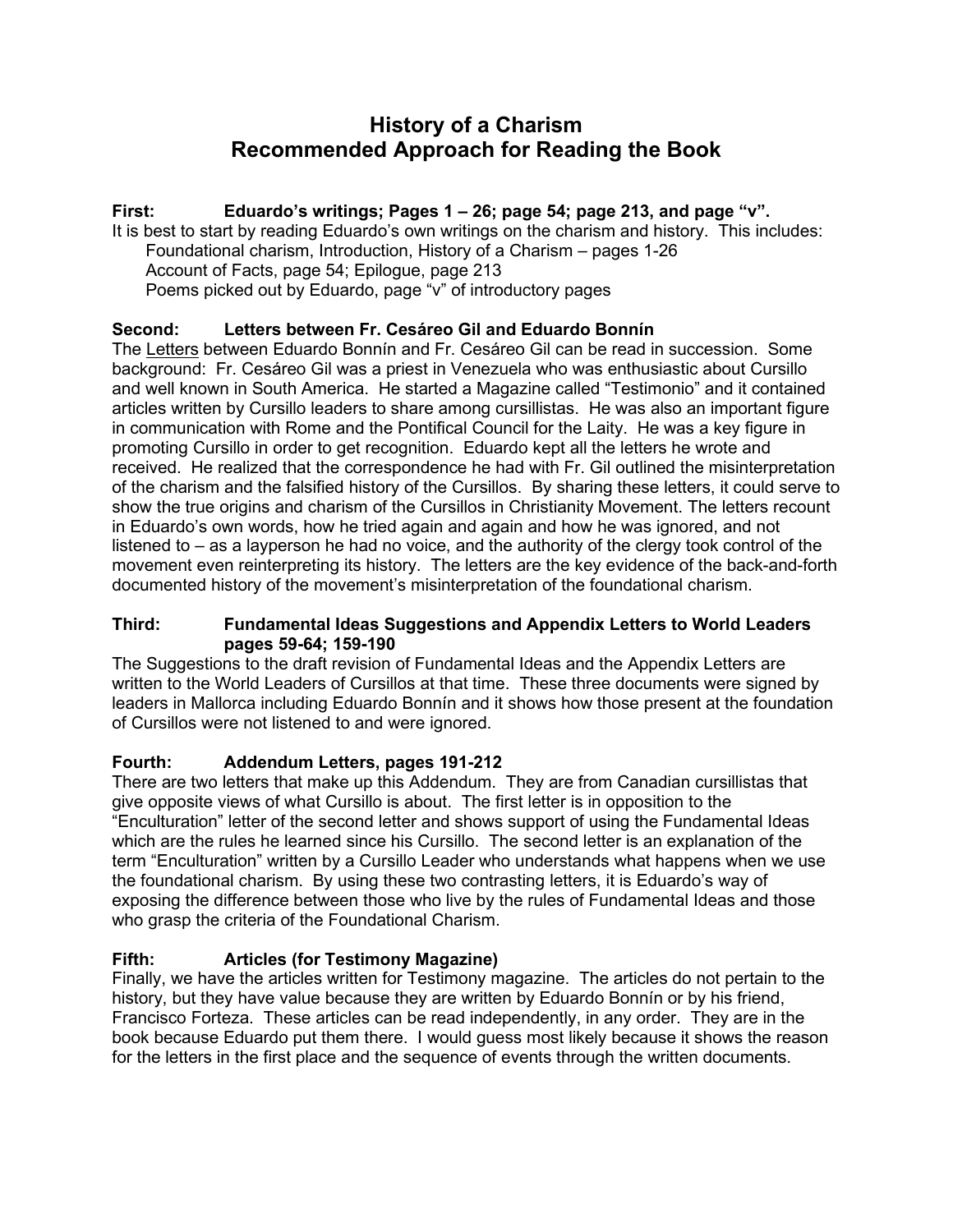# History of a Charism
# Recommended Approach for Reading the Book

**First: Eduardo's writings; Pages 1 – 26; page 54; page 213, and page "v".**

It is best to start by reading Eduardo's own writings on the charism and history. This includes:

- Foundational charism, Introduction, History of a Charism – pages 1-26
- Account of Facts, page 54; Epilogue, page 213
- Poems picked out by Eduardo, page "v" of introductory pages

**Second: Letters between Fr. Cesáreo Gil and Eduardo Bonnín**

The Letters between Eduardo Bonnín and Fr. Cesáreo Gil can be read in succession. Some background: Fr. Cesáreo Gil was a priest in Venezuela who was enthusiastic about Cursillo and well known in South America. He started a Magazine called "Testimonio" and it contained articles written by Cursillo leaders to share among cursillistas. He was also an important figure in communication with Rome and the Pontifical Council for the Laity. He was a key figure in promoting Cursillo in order to get recognition. Eduardo kept all the letters he wrote and received. He realized that the correspondence he had with Fr. Gil outlined the misinterpretation of the charism and the falsified history of the Cursillos. By sharing these letters, it could serve to show the true origins and charism of the Cursillos in Christianity Movement. The letters recount in Eduardo's own words, how he tried again and again and how he was ignored, and not listened to – as a layperson he had no voice, and the authority of the clergy took control of the movement even reinterpreting its history. The letters are the key evidence of the back-and-forth documented history of the movement's misinterpretation of the foundational charism.

**Third: Fundamental Ideas Suggestions and Appendix Letters to World Leaders pages 59-64; 159-190**

The Suggestions to the draft revision of Fundamental Ideas and the Appendix Letters are written to the World Leaders of Cursillos at that time. These three documents were signed by leaders in Mallorca including Eduardo Bonnín and it shows how those present at the foundation of Cursillos were not listened to and were ignored.

**Fourth: Addendum Letters, pages 191-212**

There are two letters that make up this Addendum. They are from Canadian cursillistas that give opposite views of what Cursillo is about. The first letter is in opposition to the "Enculturation" letter of the second letter and shows support of using the Fundamental Ideas which are the rules he learned since his Cursillo. The second letter is an explanation of the term "Enculturation" written by a Cursillo Leader who understands what happens when we use the foundational charism. By using these two contrasting letters, it is Eduardo's way of exposing the difference between those who live by the rules of Fundamental Ideas and those who grasp the criteria of the Foundational Charism.

**Fifth: Articles (for Testimony Magazine)**

Finally, we have the articles written for Testimony magazine. The articles do not pertain to the history, but they have value because they are written by Eduardo Bonnín or by his friend, Francisco Forteza. These articles can be read independently, in any order. They are in the book because Eduardo put them there. I would guess most likely because it shows the reason for the letters in the first place and the sequence of events through the written documents.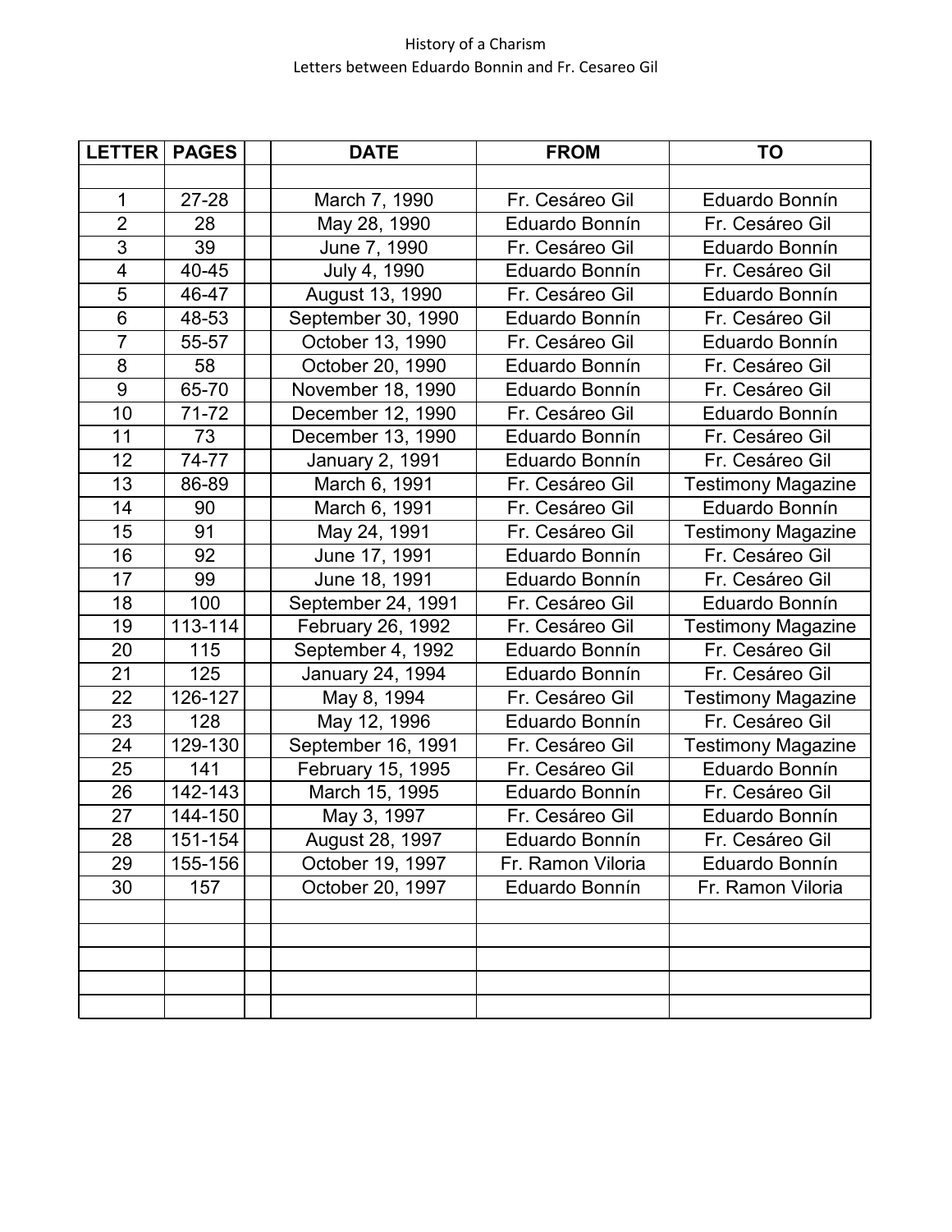History of a Charism

Letters between Eduardo Bonnin and Fr. Cesareo Gil

| LETTER | PAGES | | DATE | FROM | TO |
|---|---|---|---|---|---|
| | | | | | |
| 1 | 27-28 | | March 7, 1990 | Fr. Cesáreo Gil | Eduardo Bonnín |
| 2 | 28 | | May 28, 1990 | Eduardo Bonnín | Fr. Cesáreo Gil |
| 3 | 39 | | June 7, 1990 | Fr. Cesáreo Gil | Eduardo Bonnín |
| 4 | 40-45 | | July 4, 1990 | Eduardo Bonnín | Fr. Cesáreo Gil |
| 5 | 46-47 | | August 13, 1990 | Fr. Cesáreo Gil | Eduardo Bonnín |
| 6 | 48-53 | | September 30, 1990 | Eduardo Bonnín | Fr. Cesáreo Gil |
| 7 | 55-57 | | October 13, 1990 | Fr. Cesáreo Gil | Eduardo Bonnín |
| 8 | 58 | | October 20, 1990 | Eduardo Bonnín | Fr. Cesáreo Gil |
| 9 | 65-70 | | November 18, 1990 | Eduardo Bonnín | Fr. Cesáreo Gil |
| 10 | 71-72 | | December 12, 1990 | Fr. Cesáreo Gil | Eduardo Bonnín |
| 11 | 73 | | December 13, 1990 | Eduardo Bonnín | Fr. Cesáreo Gil |
| 12 | 74-77 | | January 2, 1991 | Eduardo Bonnín | Fr. Cesáreo Gil |
| 13 | 86-89 | | March 6, 1991 | Fr. Cesáreo Gil | Testimony Magazine |
| 14 | 90 | | March 6, 1991 | Fr. Cesáreo Gil | Eduardo Bonnín |
| 15 | 91 | | May 24, 1991 | Fr. Cesáreo Gil | Testimony Magazine |
| 16 | 92 | | June 17, 1991 | Eduardo Bonnín | Fr. Cesáreo Gil |
| 17 | 99 | | June 18, 1991 | Eduardo Bonnín | Fr. Cesáreo Gil |
| 18 | 100 | | September 24, 1991 | Fr. Cesáreo Gil | Eduardo Bonnín |
| 19 | 113-114 | | February 26, 1992 | Fr. Cesáreo Gil | Testimony Magazine |
| 20 | 115 | | September 4, 1992 | Eduardo Bonnín | Fr. Cesáreo Gil |
| 21 | 125 | | January 24, 1994 | Eduardo Bonnín | Fr. Cesáreo Gil |
| 22 | 126-127 | | May 8, 1994 | Fr. Cesáreo Gil | Testimony Magazine |
| 23 | 128 | | May 12, 1996 | Eduardo Bonnín | Fr. Cesáreo Gil |
| 24 | 129-130 | | September 16, 1991 | Fr. Cesáreo Gil | Testimony Magazine |
| 25 | 141 | | February 15, 1995 | Fr. Cesáreo Gil | Eduardo Bonnín |
| 26 | 142-143 | | March 15, 1995 | Eduardo Bonnín | Fr. Cesáreo Gil |
| 27 | 144-150 | | May 3, 1997 | Fr. Cesáreo Gil | Eduardo Bonnín |
| 28 | 151-154 | | August 28, 1997 | Eduardo Bonnín | Fr. Cesáreo Gil |
| 29 | 155-156 | | October 19, 1997 | Fr. Ramon Viloria | Eduardo Bonnín |
| 30 | 157 | | October 20, 1997 | Eduardo Bonnín | Fr. Ramon Viloria |
| | | | | | |
| | | | | | |
| | | | | | |
| | | | | | |
| | | | | | |